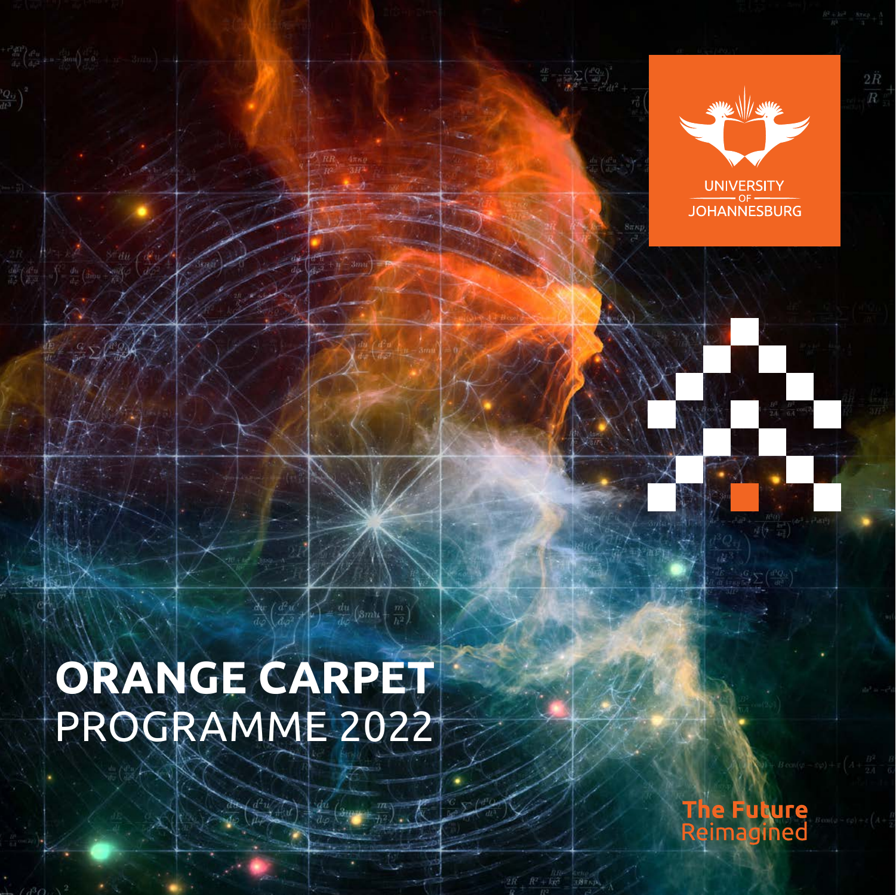UNIVERSITY OF JOHANNESBURG

# ORANGE CARPET PROGRAMME 2022

The Future Reimagined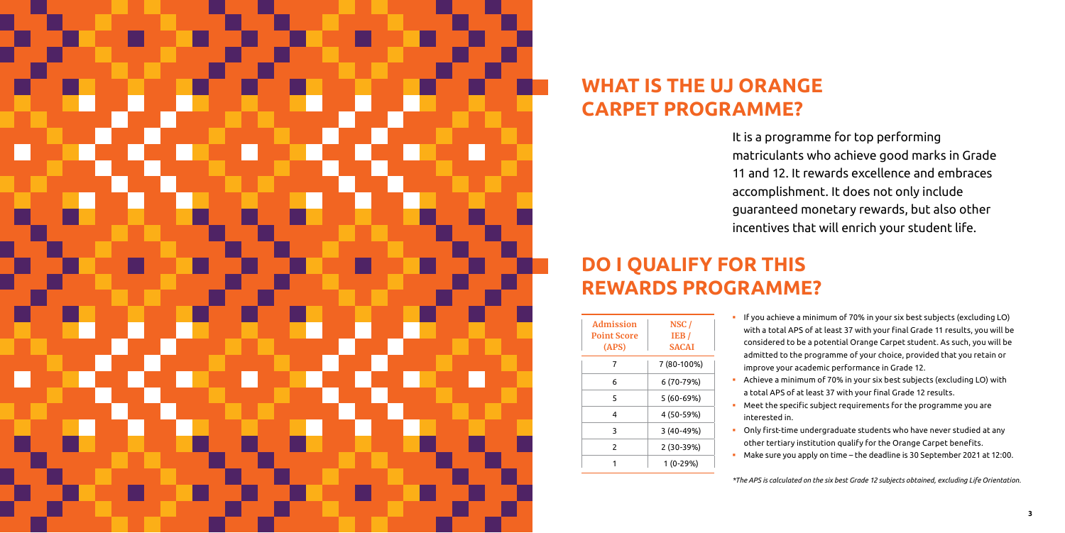# WHAT IS THE UJ ORANGE CARPET PROGRAMME?

It is a programme for top performing matriculants who achieve good marks in Grade 11 and 12. It rewards excellence and embraces accomplishment. It does not only include guaranteed monetary rewards, but also other incentives that will enrich your student life.

# DO I QUALIFY FOR THIS REWARDS PROGRAMME?

| Admission Point Score (APS) | NSC / IEB / SACAI |
|---|---|
| 7 | 7 (80-100%) |
| 6 | 6 (70-79%) |
| 5 | 5 (60-69%) |
| 4 | 4 (50-59%) |
| 3 | 3 (40-49%) |
| 2 | 2 (30-39%) |
| 1 | 1 (0-29%) |

- If you achieve a minimum of 70% in your six best subjects (excluding LO) with a total APS of at least 37 with your final Grade 11 results, you will be considered to be a potential Orange Carpet student. As such, you will be admitted to the programme of your choice, provided that you retain or improve your academic performance in Grade 12.
- Achieve a minimum of 70% in your six best subjects (excluding LO) with a total APS of at least 37 with your final Grade 12 results.
- Meet the specific subject requirements for the programme you are interested in.
- Only first-time undergraduate students who have never studied at any other tertiary institution qualify for the Orange Carpet benefits.
- Make sure you apply on time – the deadline is 30 September 2021 at 12:00.

*\*The APS is calculated on the six best Grade 12 subjects obtained, excluding Life Orientation.*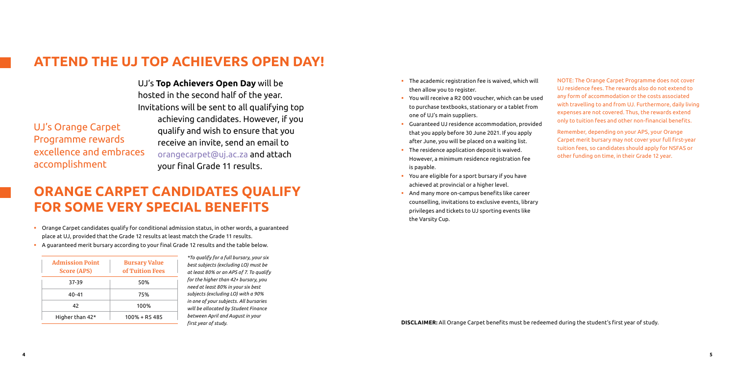## ATTEND THE UJ TOP ACHIEVERS OPEN DAY!

UJ's Orange Carpet Programme rewards excellence and embraces accomplishment

UJ's **Top Achievers Open Day** will be hosted in the second half of the year. Invitations will be sent to all qualifying top achieving candidates. However, if you qualify and wish to ensure that you receive an invite, send an email to orangecarpet@uj.ac.za and attach your final Grade 11 results.

## ORANGE CARPET CANDIDATES QUALIFY FOR SOME VERY SPECIAL BENEFITS

- Orange Carpet candidates qualify for conditional admission status, in other words, a guaranteed place at UJ, provided that the Grade 12 results at least match the Grade 11 results.
- A guaranteed merit bursary according to your final Grade 12 results and the table below.

| Admission Point Score (APS) | Bursary Value of Tuition Fees |
| --- | --- |
| 37-39 | 50% |
| 40-41 | 75% |
| 42 | 100% |
| Higher than 42* | 100% + R5 485 |

*\*To qualify for a full bursary, your six best subjects (excluding LO) must be at least 80% or an APS of 7. To qualify for the higher than 42+ bursary, you need at least 80% in your six best subjects (excluding LO) with a 90% in one of your subjects. All bursaries will be allocated by Student Finance between April and August in your first year of study.*

- The academic registration fee is waived, which will then allow you to register.
- You will receive a R2 000 voucher, which can be used to purchase textbooks, stationary or a tablet from one of UJ's main suppliers.
- Guaranteed UJ residence accommodation, provided that you apply before 30 June 2021. If you apply after June, you will be placed on a waiting list.
- The residence application deposit is waived. However, a minimum residence registration fee is payable.
- You are eligible for a sport bursary if you have achieved at provincial or a higher level.
- And many more on-campus benefits like career counselling, invitations to exclusive events, library privileges and tickets to UJ sporting events like the Varsity Cup.

NOTE: The Orange Carpet Programme does not cover UJ residence fees. The rewards also do not extend to any form of accommodation or the costs associated with travelling to and from UJ. Furthermore, daily living expenses are not covered. Thus, the rewards extend only to tuition fees and other non-financial benefits.

Remember, depending on your APS, your Orange Carpet merit bursary may not cover your full first-year tuition fees, so candidates should apply for NSFAS or other funding on time, in their Grade 12 year.

**DISCLAIMER:** All Orange Carpet benefits must be redeemed during the student's first year of study.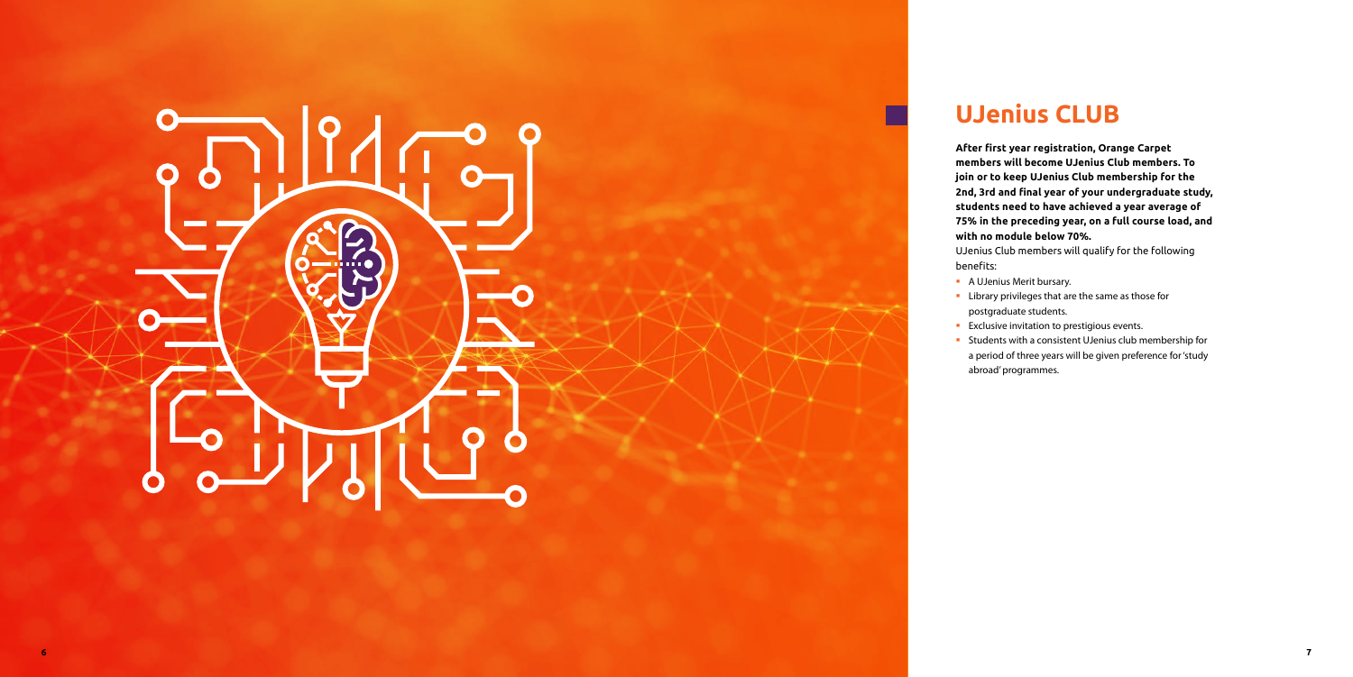# UJenius CLUB

**After first year registration, Orange Carpet members will become UJenius Club members. To join or to keep UJenius Club membership for the 2nd, 3rd and final year of your undergraduate study, students need to have achieved a year average of 75% in the preceding year, on a full course load, and with no module below 70%.**

UJenius Club members will qualify for the following benefits:

- A UJenius Merit bursary.
- Library privileges that are the same as those for postgraduate students.
- Exclusive invitation to prestigious events.
- Students with a consistent UJenius club membership for a period of three years will be given preference for 'study abroad' programmes.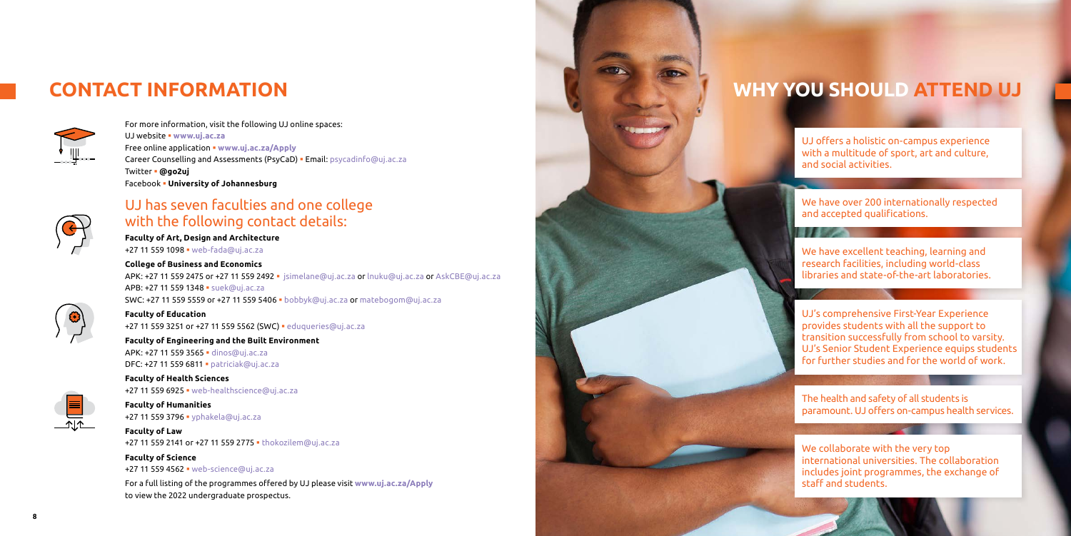# CONTACT INFORMATION

For more information, visit the following UJ online spaces:
UJ website ▪ **www.uj.ac.za**
Free online application ▪ **www.uj.ac.za/Apply**
Career Counselling and Assessments (PsyCaD) ▪ Email: psycadinfo@uj.ac.za
Twitter ▪ **@go2uj**
Facebook ▪ **University of Johannesburg**

## UJ has seven faculties and one college with the following contact details:

**Faculty of Art, Design and Architecture**
+27 11 559 1098 ▪ web-fada@uj.ac.za

**College of Business and Economics**
APK: +27 11 559 2475 or +27 11 559 2492 ▪ jsimelane@uj.ac.za or lnuku@uj.ac.za or AskCBE@uj.ac.za
APB: +27 11 559 1348 ▪ suek@uj.ac.za
SWC: +27 11 559 5559 or +27 11 559 5406 ▪ bobbyk@uj.ac.za or matebogom@uj.ac.za

**Faculty of Education**
+27 11 559 3251 or +27 11 559 5562 (SWC) ▪ eduqueries@uj.ac.za

**Faculty of Engineering and the Built Environment**
APK: +27 11 559 3565 ▪ dinos@uj.ac.za
DFC: +27 11 559 6811 ▪ patriciak@uj.ac.za

**Faculty of Health Sciences**
+27 11 559 6925 ▪ web-healthscience@uj.ac.za

**Faculty of Humanities**
+27 11 559 3796 ▪ yphakela@uj.ac.za

**Faculty of Law**
+27 11 559 2141 or +27 11 559 2775 ▪ thokozilem@uj.ac.za

**Faculty of Science**
+27 11 559 4562 ▪ web-science@uj.ac.za

For a full listing of the programmes offered by UJ please visit **www.uj.ac.za/Apply** to view the 2022 undergraduate prospectus.

# WHY YOU SHOULD ATTEND UJ

UJ offers a holistic on-campus experience with a multitude of sport, art and culture, and social activities.

We have over 200 internationally respected and accepted qualifications.

We have excellent teaching, learning and research facilities, including world-class libraries and state-of-the-art laboratories.

UJ's comprehensive First-Year Experience provides students with all the support to transition successfully from school to varsity. UJ's Senior Student Experience equips students for further studies and for the world of work.

The health and safety of all students is paramount. UJ offers on-campus health services.

We collaborate with the very top international universities. The collaboration includes joint programmes, the exchange of staff and students.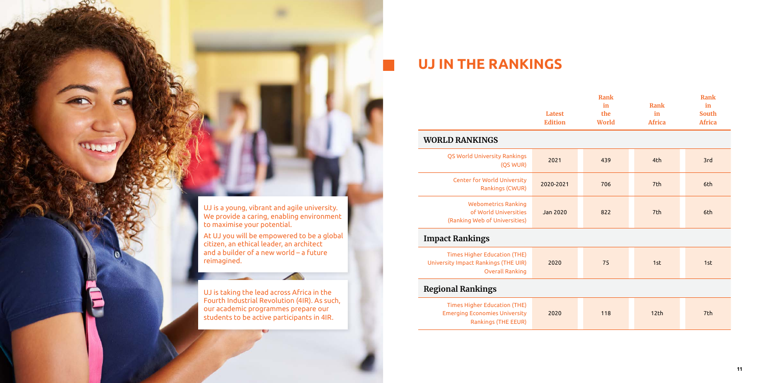UJ is a young, vibrant and agile university. We provide a caring, enabling environment to maximise your potential.

At UJ you will be empowered to be a global citizen, an ethical leader, an architect and a builder of a new world – a future reimagined.

UJ is taking the lead across Africa in the Fourth Industrial Revolution (4IR). As such, our academic programmes prepare our students to be active participants in 4IR.

# UJ IN THE RANKINGS

| | Latest Edition | Rank in the World | Rank in Africa | Rank in South Africa |
|---|---|---|---|---|
| **WORLD RANKINGS** | | | | |
| QS World University Rankings (QS WUR) | 2021 | 439 | 4th | 3rd |
| Center for World University Rankings (CWUR) | 2020-2021 | 706 | 7th | 6th |
| Webometrics Ranking of World Universities (Ranking Web of Universities) | Jan 2020 | 822 | 7th | 6th |
| **Impact Rankings** | | | | |
| Times Higher Education (THE) University Impact Rankings (THE UIR) Overall Ranking | 2020 | 75 | 1st | 1st |
| **Regional Rankings** | | | | |
| Times Higher Education (THE) Emerging Economies University Rankings (THE EEUR) | 2020 | 118 | 12th | 7th |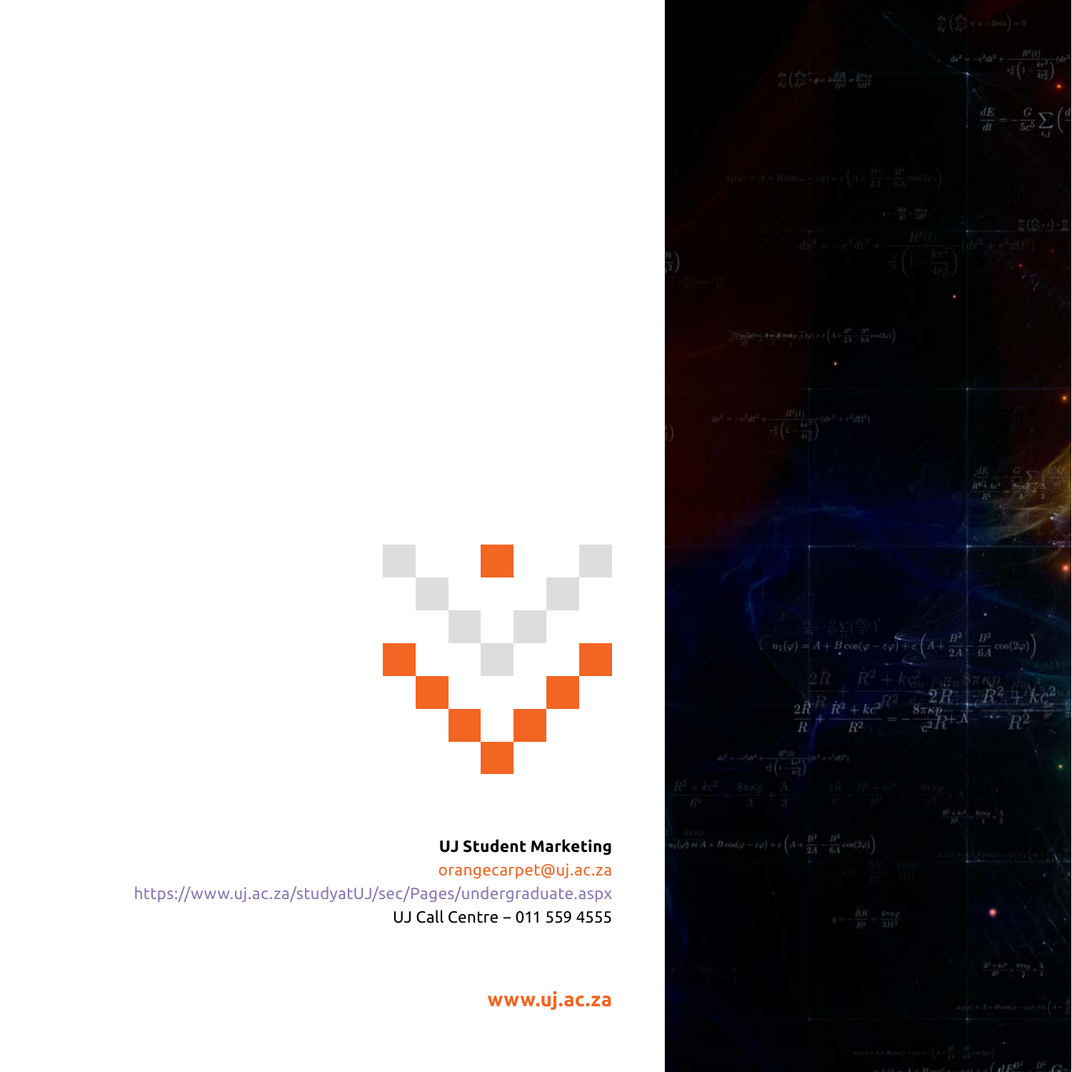**UJ Student Marketing**

orangecarpet@uj.ac.za

https://www.uj.ac.za/studyatUJ/sec/Pages/undergraduate.aspx

UJ Call Centre – 011 559 4555

**www.uj.ac.za**